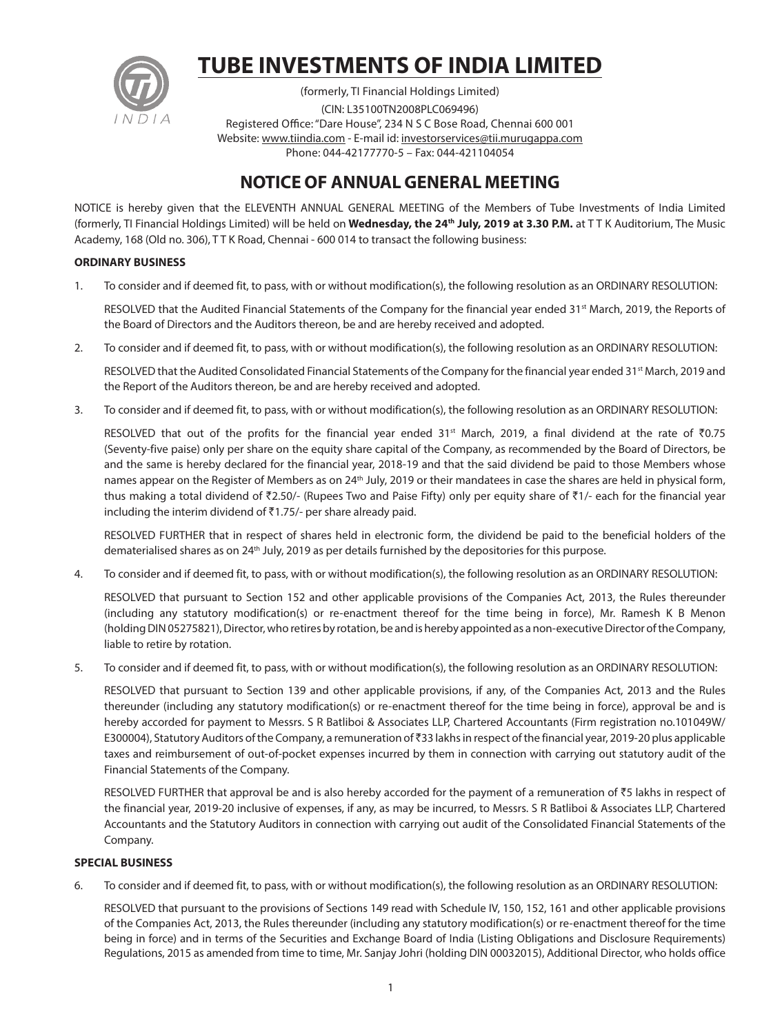# TUBE INVESTMENTS OF INDIA LIMITED

(formerly, TI Financial Holdings Limited)
(CIN: L35100TN2008PLC069496)
Registered Office: "Dare House", 234 N S C Bose Road, Chennai 600 001
Website: www.tiindia.com - E-mail id: investorservices@tii.murugappa.com
Phone: 044-42177770-5 – Fax: 044-421104054

## NOTICE OF ANNUAL GENERAL MEETING

NOTICE is hereby given that the ELEVENTH ANNUAL GENERAL MEETING of the Members of Tube Investments of India Limited (formerly, TI Financial Holdings Limited) will be held on **Wednesday, the 24th July, 2019 at 3.30 P.M.** at T T K Auditorium, The Music Academy, 168 (Old no. 306), T T K Road, Chennai - 600 014 to transact the following business:

### ORDINARY BUSINESS

1. To consider and if deemed fit, to pass, with or without modification(s), the following resolution as an ORDINARY RESOLUTION:

   RESOLVED that the Audited Financial Statements of the Company for the financial year ended 31st March, 2019, the Reports of the Board of Directors and the Auditors thereon, be and are hereby received and adopted.

2. To consider and if deemed fit, to pass, with or without modification(s), the following resolution as an ORDINARY RESOLUTION:

   RESOLVED that the Audited Consolidated Financial Statements of the Company for the financial year ended 31st March, 2019 and the Report of the Auditors thereon, be and are hereby received and adopted.

3. To consider and if deemed fit, to pass, with or without modification(s), the following resolution as an ORDINARY RESOLUTION:

   RESOLVED that out of the profits for the financial year ended 31st March, 2019, a final dividend at the rate of ₹0.75 (Seventy-five paise) only per share on the equity share capital of the Company, as recommended by the Board of Directors, be and the same is hereby declared for the financial year, 2018-19 and that the said dividend be paid to those Members whose names appear on the Register of Members as on 24th July, 2019 or their mandatees in case the shares are held in physical form, thus making a total dividend of ₹2.50/- (Rupees Two and Paise Fifty) only per equity share of ₹1/- each for the financial year including the interim dividend of ₹1.75/- per share already paid.

   RESOLVED FURTHER that in respect of shares held in electronic form, the dividend be paid to the beneficial holders of the dematerialised shares as on 24th July, 2019 as per details furnished by the depositories for this purpose.

4. To consider and if deemed fit, to pass, with or without modification(s), the following resolution as an ORDINARY RESOLUTION:

   RESOLVED that pursuant to Section 152 and other applicable provisions of the Companies Act, 2013, the Rules thereunder (including any statutory modification(s) or re-enactment thereof for the time being in force), Mr. Ramesh K B Menon (holding DIN 05275821), Director, who retires by rotation, be and is hereby appointed as a non-executive Director of the Company, liable to retire by rotation.

5. To consider and if deemed fit, to pass, with or without modification(s), the following resolution as an ORDINARY RESOLUTION:

   RESOLVED that pursuant to Section 139 and other applicable provisions, if any, of the Companies Act, 2013 and the Rules thereunder (including any statutory modification(s) or re-enactment thereof for the time being in force), approval be and is hereby accorded for payment to Messrs. S R Batliboi & Associates LLP, Chartered Accountants (Firm registration no.101049W/E300004), Statutory Auditors of the Company, a remuneration of ₹33 lakhs in respect of the financial year, 2019-20 plus applicable taxes and reimbursement of out-of-pocket expenses incurred by them in connection with carrying out statutory audit of the Financial Statements of the Company.

   RESOLVED FURTHER that approval be and is also hereby accorded for the payment of a remuneration of ₹5 lakhs in respect of the financial year, 2019-20 inclusive of expenses, if any, as may be incurred, to Messrs. S R Batliboi & Associates LLP, Chartered Accountants and the Statutory Auditors in connection with carrying out audit of the Consolidated Financial Statements of the Company.

### SPECIAL BUSINESS

6. To consider and if deemed fit, to pass, with or without modification(s), the following resolution as an ORDINARY RESOLUTION:

   RESOLVED that pursuant to the provisions of Sections 149 read with Schedule IV, 150, 152, 161 and other applicable provisions of the Companies Act, 2013, the Rules thereunder (including any statutory modification(s) or re-enactment thereof for the time being in force) and in terms of the Securities and Exchange Board of India (Listing Obligations and Disclosure Requirements) Regulations, 2015 as amended from time to time, Mr. Sanjay Johri (holding DIN 00032015), Additional Director, who holds office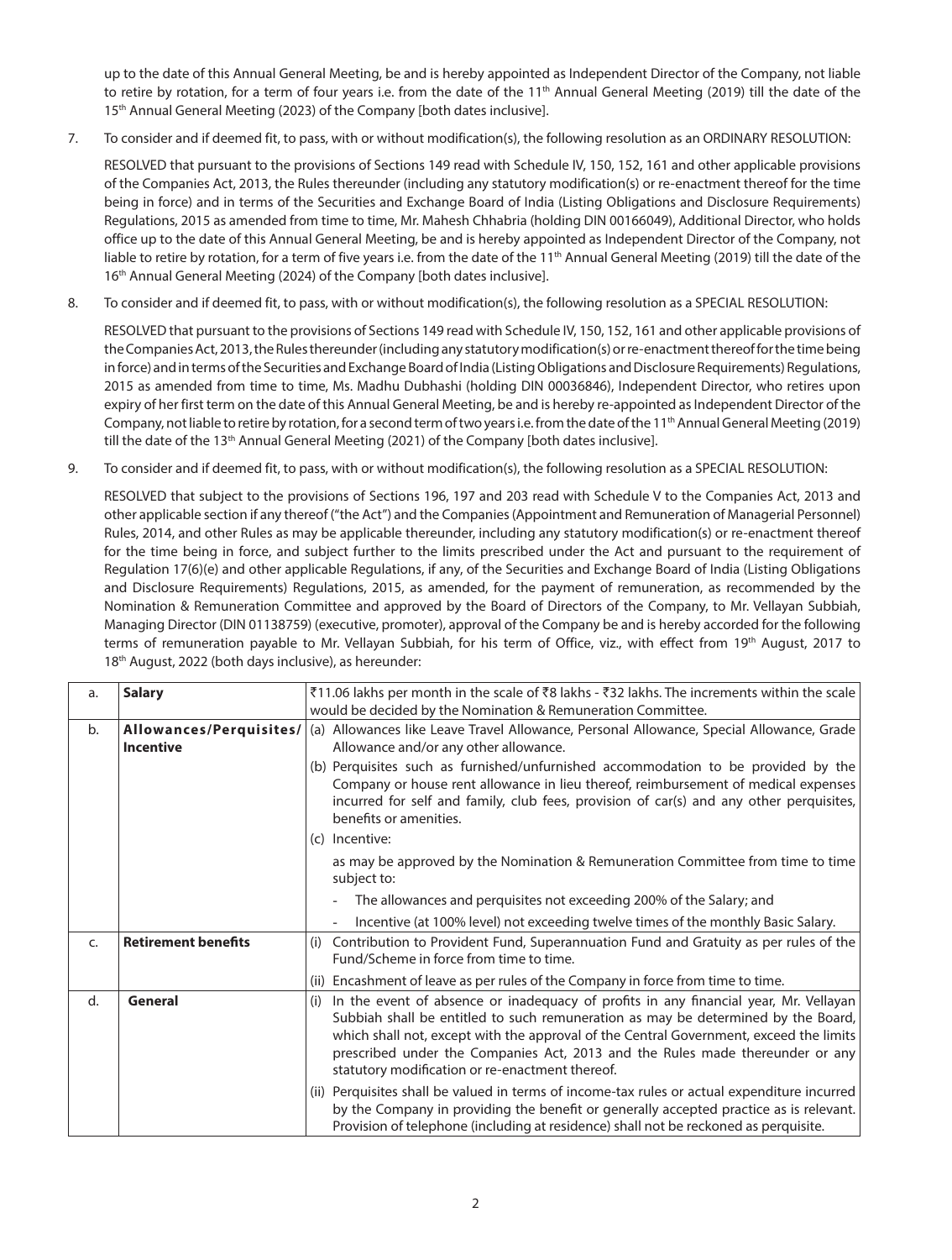up to the date of this Annual General Meeting, be and is hereby appointed as Independent Director of the Company, not liable to retire by rotation, for a term of four years i.e. from the date of the 11th Annual General Meeting (2019) till the date of the 15th Annual General Meeting (2023) of the Company [both dates inclusive].

7. To consider and if deemed fit, to pass, with or without modification(s), the following resolution as an ORDINARY RESOLUTION:

   RESOLVED that pursuant to the provisions of Sections 149 read with Schedule IV, 150, 152, 161 and other applicable provisions of the Companies Act, 2013, the Rules thereunder (including any statutory modification(s) or re-enactment thereof for the time being in force) and in terms of the Securities and Exchange Board of India (Listing Obligations and Disclosure Requirements) Regulations, 2015 as amended from time to time, Mr. Mahesh Chhabria (holding DIN 00166049), Additional Director, who holds office up to the date of this Annual General Meeting, be and is hereby appointed as Independent Director of the Company, not liable to retire by rotation, for a term of five years i.e. from the date of the 11th Annual General Meeting (2019) till the date of the 16th Annual General Meeting (2024) of the Company [both dates inclusive].

8. To consider and if deemed fit, to pass, with or without modification(s), the following resolution as a SPECIAL RESOLUTION:

   RESOLVED that pursuant to the provisions of Sections 149 read with Schedule IV, 150, 152, 161 and other applicable provisions of the Companies Act, 2013, the Rules thereunder (including any statutory modification(s) or re-enactment thereof for the time being in force) and in terms of the Securities and Exchange Board of India (Listing Obligations and Disclosure Requirements) Regulations, 2015 as amended from time to time, Ms. Madhu Dubhashi (holding DIN 00036846), Independent Director, who retires upon expiry of her first term on the date of this Annual General Meeting, be and is hereby re-appointed as Independent Director of the Company, not liable to retire by rotation, for a second term of two years i.e. from the date of the 11th Annual General Meeting (2019) till the date of the 13th Annual General Meeting (2021) of the Company [both dates inclusive].

9. To consider and if deemed fit, to pass, with or without modification(s), the following resolution as a SPECIAL RESOLUTION:

   RESOLVED that subject to the provisions of Sections 196, 197 and 203 read with Schedule V to the Companies Act, 2013 and other applicable section if any thereof ("the Act") and the Companies (Appointment and Remuneration of Managerial Personnel) Rules, 2014, and other Rules as may be applicable thereunder, including any statutory modification(s) or re-enactment thereof for the time being in force, and subject further to the limits prescribed under the Act and pursuant to the requirement of Regulation 17(6)(e) and other applicable Regulations, if any, of the Securities and Exchange Board of India (Listing Obligations and Disclosure Requirements) Regulations, 2015, as amended, for the payment of remuneration, as recommended by the Nomination & Remuneration Committee and approved by the Board of Directors of the Company, to Mr. Vellayan Subbiah, Managing Director (DIN 01138759) (executive, promoter), approval of the Company be and is hereby accorded for the following terms of remuneration payable to Mr. Vellayan Subbiah, for his term of Office, viz., with effect from 19th August, 2017 to 18th August, 2022 (both days inclusive), as hereunder:

| | | |
|---|---|---|
| a. | **Salary** | ₹11.06 lakhs per month in the scale of ₹8 lakhs - ₹32 lakhs. The increments within the scale would be decided by the Nomination & Remuneration Committee. |
| b. | **Allowances/Perquisites/ Incentive** | (a) Allowances like Leave Travel Allowance, Personal Allowance, Special Allowance, Grade Allowance and/or any other allowance.<br>(b) Perquisites such as furnished/unfurnished accommodation to be provided by the Company or house rent allowance in lieu thereof, reimbursement of medical expenses incurred for self and family, club fees, provision of car(s) and any other perquisites, benefits or amenities.<br>(c) Incentive:<br>as may be approved by the Nomination & Remuneration Committee from time to time subject to:<br>- The allowances and perquisites not exceeding 200% of the Salary; and<br>- Incentive (at 100% level) not exceeding twelve times of the monthly Basic Salary. |
| c. | **Retirement benefits** | (i) Contribution to Provident Fund, Superannuation Fund and Gratuity as per rules of the Fund/Scheme in force from time to time.<br>(ii) Encashment of leave as per rules of the Company in force from time to time. |
| d. | **General** | (i) In the event of absence or inadequacy of profits in any financial year, Mr. Vellayan Subbiah shall be entitled to such remuneration as may be determined by the Board, which shall not, except with the approval of the Central Government, exceed the limits prescribed under the Companies Act, 2013 and the Rules made thereunder or any statutory modification or re-enactment thereof.<br>(ii) Perquisites shall be valued in terms of income-tax rules or actual expenditure incurred by the Company in providing the benefit or generally accepted practice as is relevant. Provision of telephone (including at residence) shall not be reckoned as perquisite. |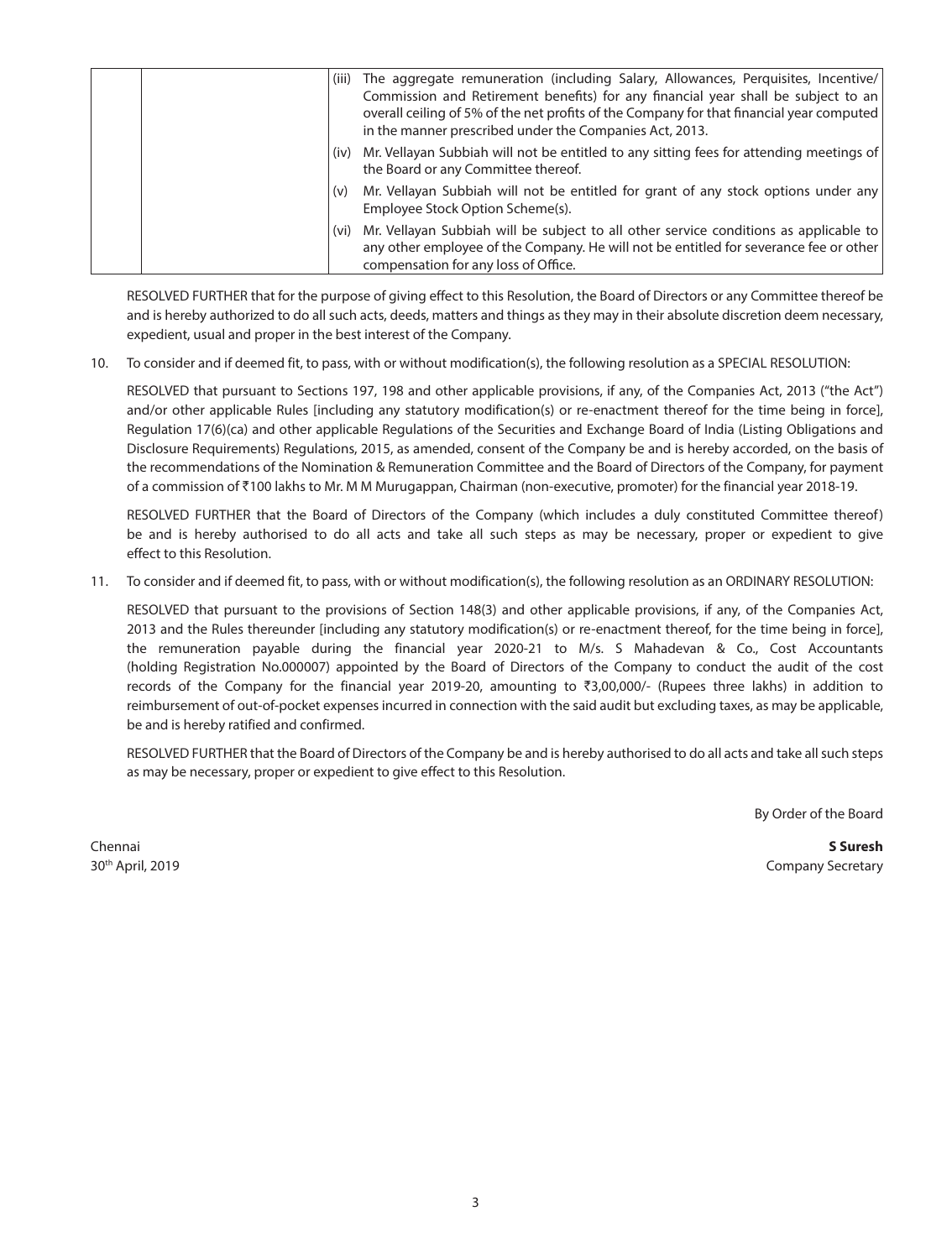| | | (iii) The aggregate remuneration (including Salary, Allowances, Perquisites, Incentive/ Commission and Retirement benefits) for any financial year shall be subject to an overall ceiling of 5% of the net profits of the Company for that financial year computed in the manner prescribed under the Companies Act, 2013. |
|---|---|---|
| | | (iv) Mr. Vellayan Subbiah will not be entitled to any sitting fees for attending meetings of the Board or any Committee thereof. |
| | | (v) Mr. Vellayan Subbiah will not be entitled for grant of any stock options under any Employee Stock Option Scheme(s). |
| | | (vi) Mr. Vellayan Subbiah will be subject to all other service conditions as applicable to any other employee of the Company. He will not be entitled for severance fee or other compensation for any loss of Office. |

RESOLVED FURTHER that for the purpose of giving effect to this Resolution, the Board of Directors or any Committee thereof be and is hereby authorized to do all such acts, deeds, matters and things as they may in their absolute discretion deem necessary, expedient, usual and proper in the best interest of the Company.

10. To consider and if deemed fit, to pass, with or without modification(s), the following resolution as a SPECIAL RESOLUTION:

    RESOLVED that pursuant to Sections 197, 198 and other applicable provisions, if any, of the Companies Act, 2013 ("the Act") and/or other applicable Rules [including any statutory modification(s) or re-enactment thereof for the time being in force], Regulation 17(6)(ca) and other applicable Regulations of the Securities and Exchange Board of India (Listing Obligations and Disclosure Requirements) Regulations, 2015, as amended, consent of the Company be and is hereby accorded, on the basis of the recommendations of the Nomination & Remuneration Committee and the Board of Directors of the Company, for payment of a commission of ₹100 lakhs to Mr. M M Murugappan, Chairman (non-executive, promoter) for the financial year 2018-19.

    RESOLVED FURTHER that the Board of Directors of the Company (which includes a duly constituted Committee thereof) be and is hereby authorised to do all acts and take all such steps as may be necessary, proper or expedient to give effect to this Resolution.

11. To consider and if deemed fit, to pass, with or without modification(s), the following resolution as an ORDINARY RESOLUTION:

    RESOLVED that pursuant to the provisions of Section 148(3) and other applicable provisions, if any, of the Companies Act, 2013 and the Rules thereunder [including any statutory modification(s) or re-enactment thereof, for the time being in force], the remuneration payable during the financial year 2020-21 to M/s. S Mahadevan & Co., Cost Accountants (holding Registration No.000007) appointed by the Board of Directors of the Company to conduct the audit of the cost records of the Company for the financial year 2019-20, amounting to ₹3,00,000/- (Rupees three lakhs) in addition to reimbursement of out-of-pocket expenses incurred in connection with the said audit but excluding taxes, as may be applicable, be and is hereby ratified and confirmed.

    RESOLVED FURTHER that the Board of Directors of the Company be and is hereby authorised to do all acts and take all such steps as may be necessary, proper or expedient to give effect to this Resolution.

By Order of the Board

Chennai
30th April, 2019

**S Suresh**
Company Secretary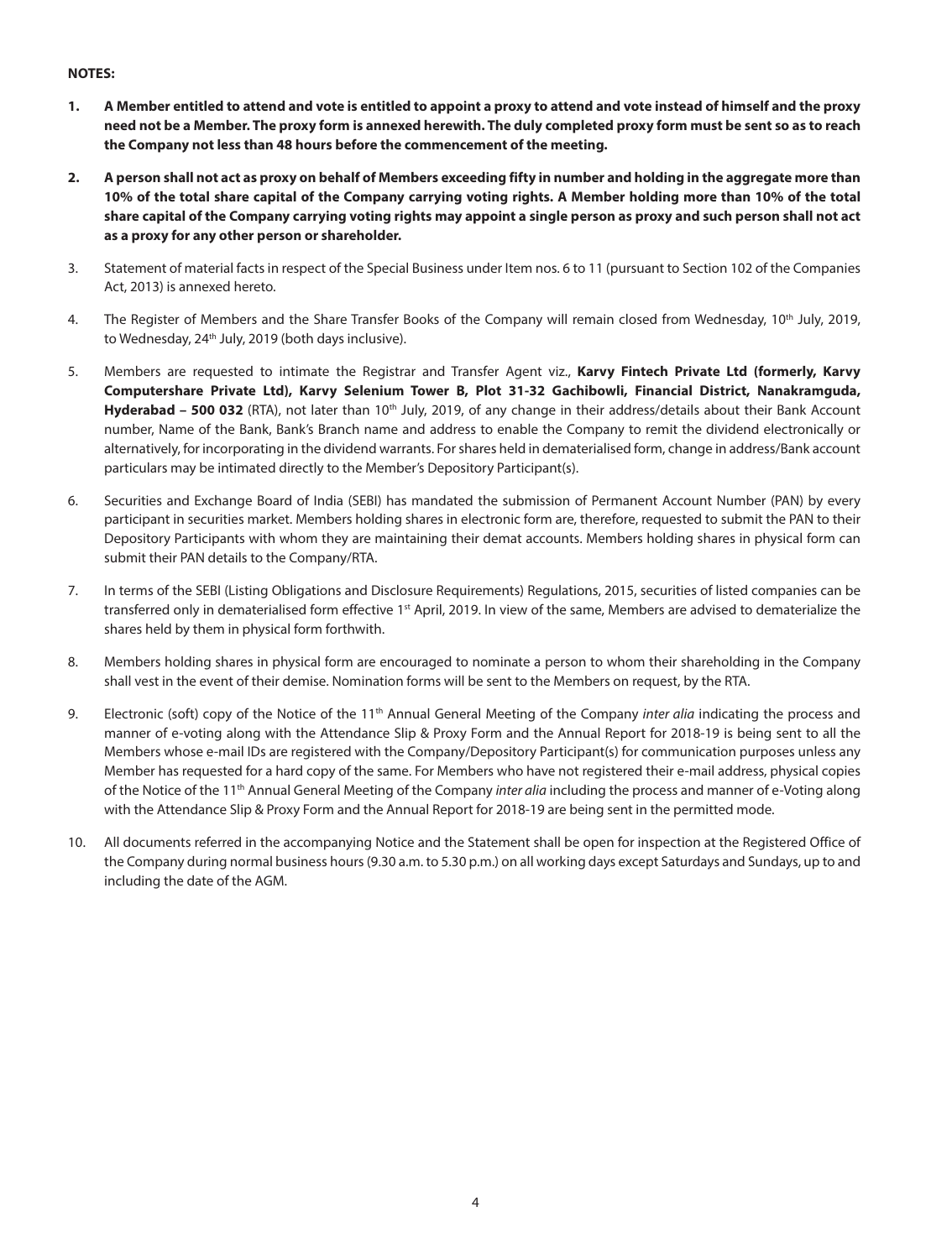**NOTES:**

1. **A Member entitled to attend and vote is entitled to appoint a proxy to attend and vote instead of himself and the proxy need not be a Member. The proxy form is annexed herewith. The duly completed proxy form must be sent so as to reach the Company not less than 48 hours before the commencement of the meeting.**

2. **A person shall not act as proxy on behalf of Members exceeding fifty in number and holding in the aggregate more than 10% of the total share capital of the Company carrying voting rights. A Member holding more than 10% of the total share capital of the Company carrying voting rights may appoint a single person as proxy and such person shall not act as a proxy for any other person or shareholder.**

3. Statement of material facts in respect of the Special Business under Item nos. 6 to 11 (pursuant to Section 102 of the Companies Act, 2013) is annexed hereto.

4. The Register of Members and the Share Transfer Books of the Company will remain closed from Wednesday, 10th July, 2019, to Wednesday, 24th July, 2019 (both days inclusive).

5. Members are requested to intimate the Registrar and Transfer Agent viz., **Karvy Fintech Private Ltd (formerly, Karvy Computershare Private Ltd), Karvy Selenium Tower B, Plot 31-32 Gachibowli, Financial District, Nanakramguda, Hyderabad – 500 032** (RTA), not later than 10th July, 2019, of any change in their address/details about their Bank Account number, Name of the Bank, Bank's Branch name and address to enable the Company to remit the dividend electronically or alternatively, for incorporating in the dividend warrants. For shares held in dematerialised form, change in address/Bank account particulars may be intimated directly to the Member's Depository Participant(s).

6. Securities and Exchange Board of India (SEBI) has mandated the submission of Permanent Account Number (PAN) by every participant in securities market. Members holding shares in electronic form are, therefore, requested to submit the PAN to their Depository Participants with whom they are maintaining their demat accounts. Members holding shares in physical form can submit their PAN details to the Company/RTA.

7. In terms of the SEBI (Listing Obligations and Disclosure Requirements) Regulations, 2015, securities of listed companies can be transferred only in dematerialised form effective 1st April, 2019. In view of the same, Members are advised to dematerialize the shares held by them in physical form forthwith.

8. Members holding shares in physical form are encouraged to nominate a person to whom their shareholding in the Company shall vest in the event of their demise. Nomination forms will be sent to the Members on request, by the RTA.

9. Electronic (soft) copy of the Notice of the 11th Annual General Meeting of the Company *inter alia* indicating the process and manner of e-voting along with the Attendance Slip & Proxy Form and the Annual Report for 2018-19 is being sent to all the Members whose e-mail IDs are registered with the Company/Depository Participant(s) for communication purposes unless any Member has requested for a hard copy of the same. For Members who have not registered their e-mail address, physical copies of the Notice of the 11th Annual General Meeting of the Company *inter alia* including the process and manner of e-Voting along with the Attendance Slip & Proxy Form and the Annual Report for 2018-19 are being sent in the permitted mode.

10. All documents referred in the accompanying Notice and the Statement shall be open for inspection at the Registered Office of the Company during normal business hours (9.30 a.m. to 5.30 p.m.) on all working days except Saturdays and Sundays, up to and including the date of the AGM.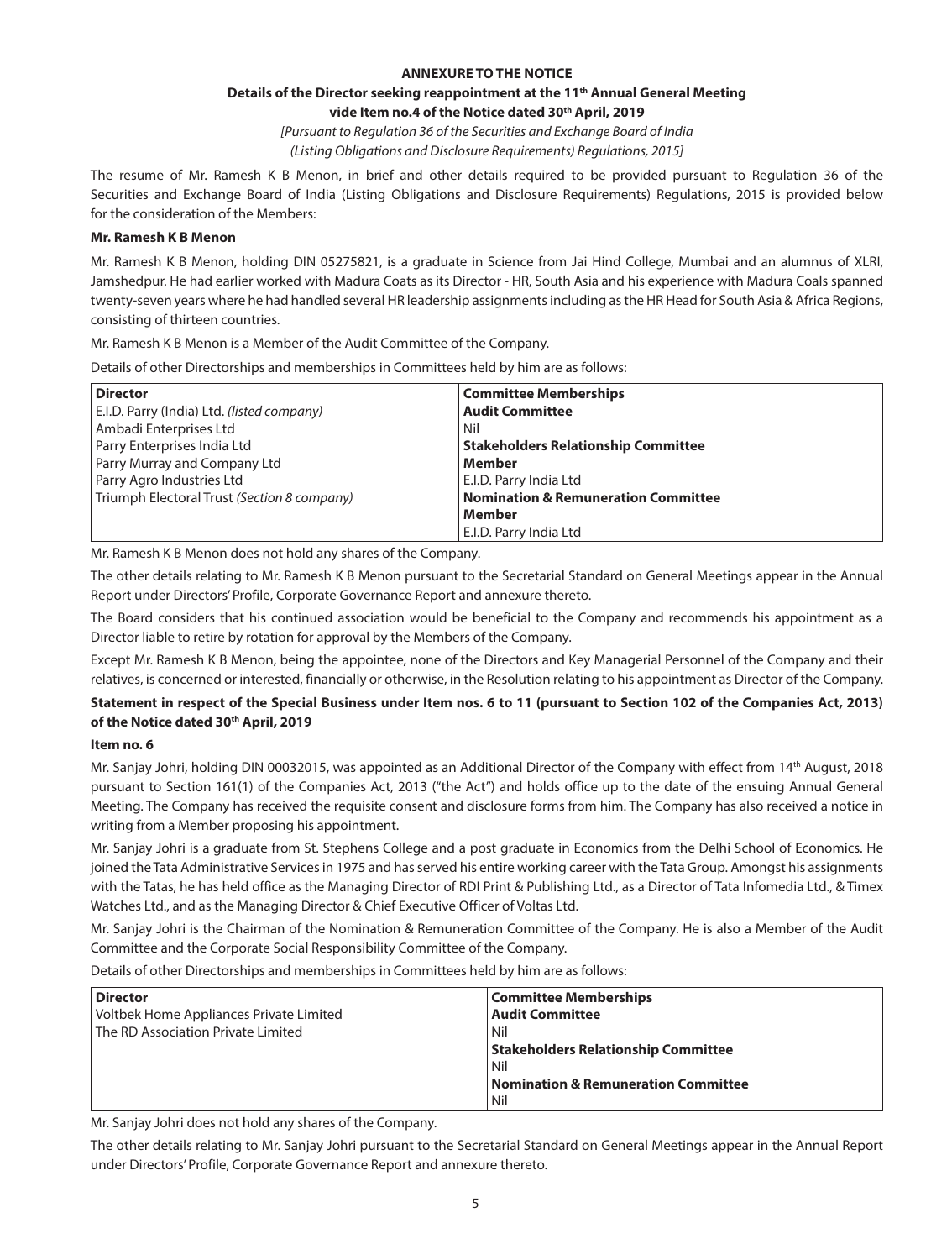**ANNEXURE TO THE NOTICE**

**Details of the Director seeking reappointment at the 11th Annual General Meeting vide Item no.4 of the Notice dated 30th April, 2019**

*[Pursuant to Regulation 36 of the Securities and Exchange Board of India (Listing Obligations and Disclosure Requirements) Regulations, 2015]*

The resume of Mr. Ramesh K B Menon, in brief and other details required to be provided pursuant to Regulation 36 of the Securities and Exchange Board of India (Listing Obligations and Disclosure Requirements) Regulations, 2015 is provided below for the consideration of the Members:

**Mr. Ramesh K B Menon**

Mr. Ramesh K B Menon, holding DIN 05275821, is a graduate in Science from Jai Hind College, Mumbai and an alumnus of XLRI, Jamshedpur. He had earlier worked with Madura Coats as its Director - HR, South Asia and his experience with Madura Coals spanned twenty-seven years where he had handled several HR leadership assignments including as the HR Head for South Asia & Africa Regions, consisting of thirteen countries.

Mr. Ramesh K B Menon is a Member of the Audit Committee of the Company.

Details of other Directorships and memberships in Committees held by him are as follows:

| **Director** | **Committee Memberships** |
|---|---|
| E.I.D. Parry (India) Ltd. *(listed company)* | **Audit Committee** |
| Ambadi Enterprises Ltd | Nil |
| Parry Enterprises India Ltd | **Stakeholders Relationship Committee** |
| Parry Murray and Company Ltd | **Member** |
| Parry Agro Industries Ltd | E.I.D. Parry India Ltd |
| Triumph Electoral Trust *(Section 8 company)* | **Nomination & Remuneration Committee** |
| | **Member** |
| | E.I.D. Parry India Ltd |

Mr. Ramesh K B Menon does not hold any shares of the Company.

The other details relating to Mr. Ramesh K B Menon pursuant to the Secretarial Standard on General Meetings appear in the Annual Report under Directors' Profile, Corporate Governance Report and annexure thereto.

The Board considers that his continued association would be beneficial to the Company and recommends his appointment as a Director liable to retire by rotation for approval by the Members of the Company.

Except Mr. Ramesh K B Menon, being the appointee, none of the Directors and Key Managerial Personnel of the Company and their relatives, is concerned or interested, financially or otherwise, in the Resolution relating to his appointment as Director of the Company.

**Statement in respect of the Special Business under Item nos. 6 to 11 (pursuant to Section 102 of the Companies Act, 2013) of the Notice dated 30th April, 2019**

**Item no. 6**

Mr. Sanjay Johri, holding DIN 00032015, was appointed as an Additional Director of the Company with effect from 14th August, 2018 pursuant to Section 161(1) of the Companies Act, 2013 ("the Act") and holds office up to the date of the ensuing Annual General Meeting. The Company has received the requisite consent and disclosure forms from him. The Company has also received a notice in writing from a Member proposing his appointment.

Mr. Sanjay Johri is a graduate from St. Stephens College and a post graduate in Economics from the Delhi School of Economics. He joined the Tata Administrative Services in 1975 and has served his entire working career with the Tata Group. Amongst his assignments with the Tatas, he has held office as the Managing Director of RDI Print & Publishing Ltd., as a Director of Tata Infomedia Ltd., & Timex Watches Ltd., and as the Managing Director & Chief Executive Officer of Voltas Ltd.

Mr. Sanjay Johri is the Chairman of the Nomination & Remuneration Committee of the Company. He is also a Member of the Audit Committee and the Corporate Social Responsibility Committee of the Company.

Details of other Directorships and memberships in Committees held by him are as follows:

| **Director** | **Committee Memberships** |
|---|---|
| Voltbek Home Appliances Private Limited | **Audit Committee** |
| The RD Association Private Limited | Nil |
| | **Stakeholders Relationship Committee** |
| | Nil |
| | **Nomination & Remuneration Committee** |
| | Nil |

Mr. Sanjay Johri does not hold any shares of the Company.

The other details relating to Mr. Sanjay Johri pursuant to the Secretarial Standard on General Meetings appear in the Annual Report under Directors' Profile, Corporate Governance Report and annexure thereto.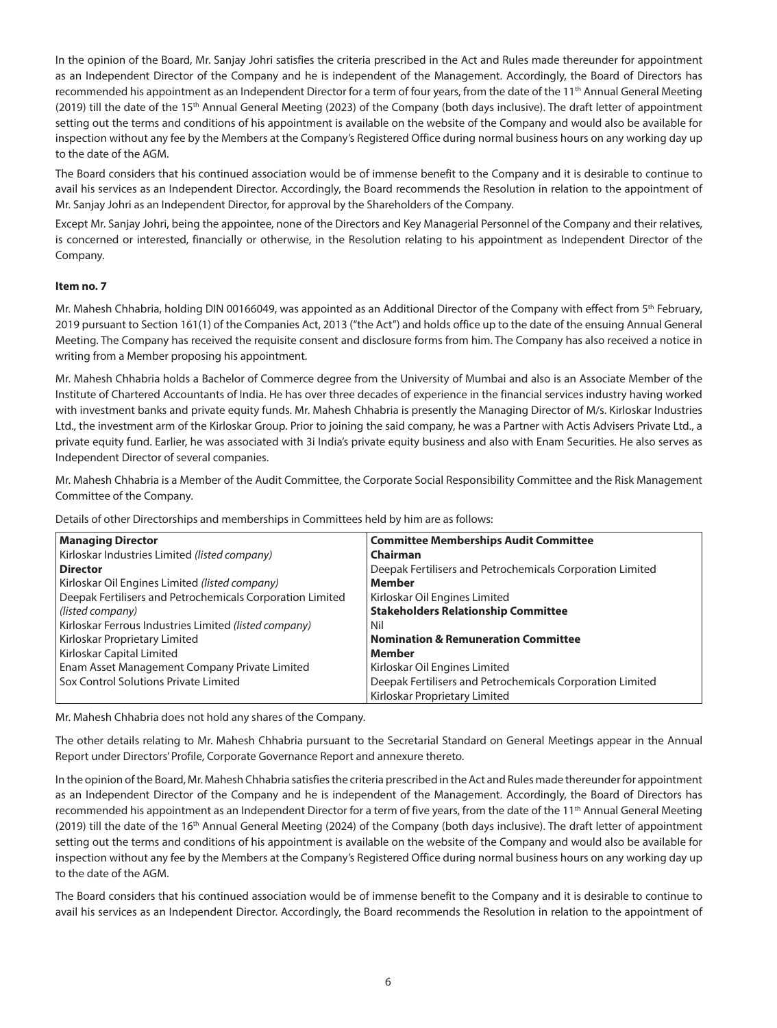In the opinion of the Board, Mr. Sanjay Johri satisfies the criteria prescribed in the Act and Rules made thereunder for appointment as an Independent Director of the Company and he is independent of the Management. Accordingly, the Board of Directors has recommended his appointment as an Independent Director for a term of four years, from the date of the 11th Annual General Meeting (2019) till the date of the 15th Annual General Meeting (2023) of the Company (both days inclusive). The draft letter of appointment setting out the terms and conditions of his appointment is available on the website of the Company and would also be available for inspection without any fee by the Members at the Company's Registered Office during normal business hours on any working day up to the date of the AGM.

The Board considers that his continued association would be of immense benefit to the Company and it is desirable to continue to avail his services as an Independent Director. Accordingly, the Board recommends the Resolution in relation to the appointment of Mr. Sanjay Johri as an Independent Director, for approval by the Shareholders of the Company.

Except Mr. Sanjay Johri, being the appointee, none of the Directors and Key Managerial Personnel of the Company and their relatives, is concerned or interested, financially or otherwise, in the Resolution relating to his appointment as Independent Director of the Company.

**Item no. 7**

Mr. Mahesh Chhabria, holding DIN 00166049, was appointed as an Additional Director of the Company with effect from 5th February, 2019 pursuant to Section 161(1) of the Companies Act, 2013 ("the Act") and holds office up to the date of the ensuing Annual General Meeting. The Company has received the requisite consent and disclosure forms from him. The Company has also received a notice in writing from a Member proposing his appointment.

Mr. Mahesh Chhabria holds a Bachelor of Commerce degree from the University of Mumbai and also is an Associate Member of the Institute of Chartered Accountants of India. He has over three decades of experience in the financial services industry having worked with investment banks and private equity funds. Mr. Mahesh Chhabria is presently the Managing Director of M/s. Kirloskar Industries Ltd., the investment arm of the Kirloskar Group. Prior to joining the said company, he was a Partner with Actis Advisers Private Ltd., a private equity fund. Earlier, he was associated with 3i India's private equity business and also with Enam Securities. He also serves as Independent Director of several companies.

Mr. Mahesh Chhabria is a Member of the Audit Committee, the Corporate Social Responsibility Committee and the Risk Management Committee of the Company.

Details of other Directorships and memberships in Committees held by him are as follows:

| **Managing Director** | **Committee Memberships Audit Committee** |
|---|---|
| Kirloskar Industries Limited *(listed company)* | **Chairman** |
| **Director** | Deepak Fertilisers and Petrochemicals Corporation Limited |
| Kirloskar Oil Engines Limited *(listed company)* | **Member** |
| Deepak Fertilisers and Petrochemicals Corporation Limited *(listed company)* | Kirloskar Oil Engines Limited |
| Kirloskar Ferrous Industries Limited *(listed company)* | **Stakeholders Relationship Committee** |
| Kirloskar Proprietary Limited | Nil |
| Kirloskar Capital Limited | **Nomination & Remuneration Committee** |
| Enam Asset Management Company Private Limited | **Member** |
| Sox Control Solutions Private Limited | Kirloskar Oil Engines Limited |
| | Deepak Fertilisers and Petrochemicals Corporation Limited |
| | Kirloskar Proprietary Limited |

Mr. Mahesh Chhabria does not hold any shares of the Company.

The other details relating to Mr. Mahesh Chhabria pursuant to the Secretarial Standard on General Meetings appear in the Annual Report under Directors' Profile, Corporate Governance Report and annexure thereto.

In the opinion of the Board, Mr. Mahesh Chhabria satisfies the criteria prescribed in the Act and Rules made thereunder for appointment as an Independent Director of the Company and he is independent of the Management. Accordingly, the Board of Directors has recommended his appointment as an Independent Director for a term of five years, from the date of the 11th Annual General Meeting (2019) till the date of the 16th Annual General Meeting (2024) of the Company (both days inclusive). The draft letter of appointment setting out the terms and conditions of his appointment is available on the website of the Company and would also be available for inspection without any fee by the Members at the Company's Registered Office during normal business hours on any working day up to the date of the AGM.

The Board considers that his continued association would be of immense benefit to the Company and it is desirable to continue to avail his services as an Independent Director. Accordingly, the Board recommends the Resolution in relation to the appointment of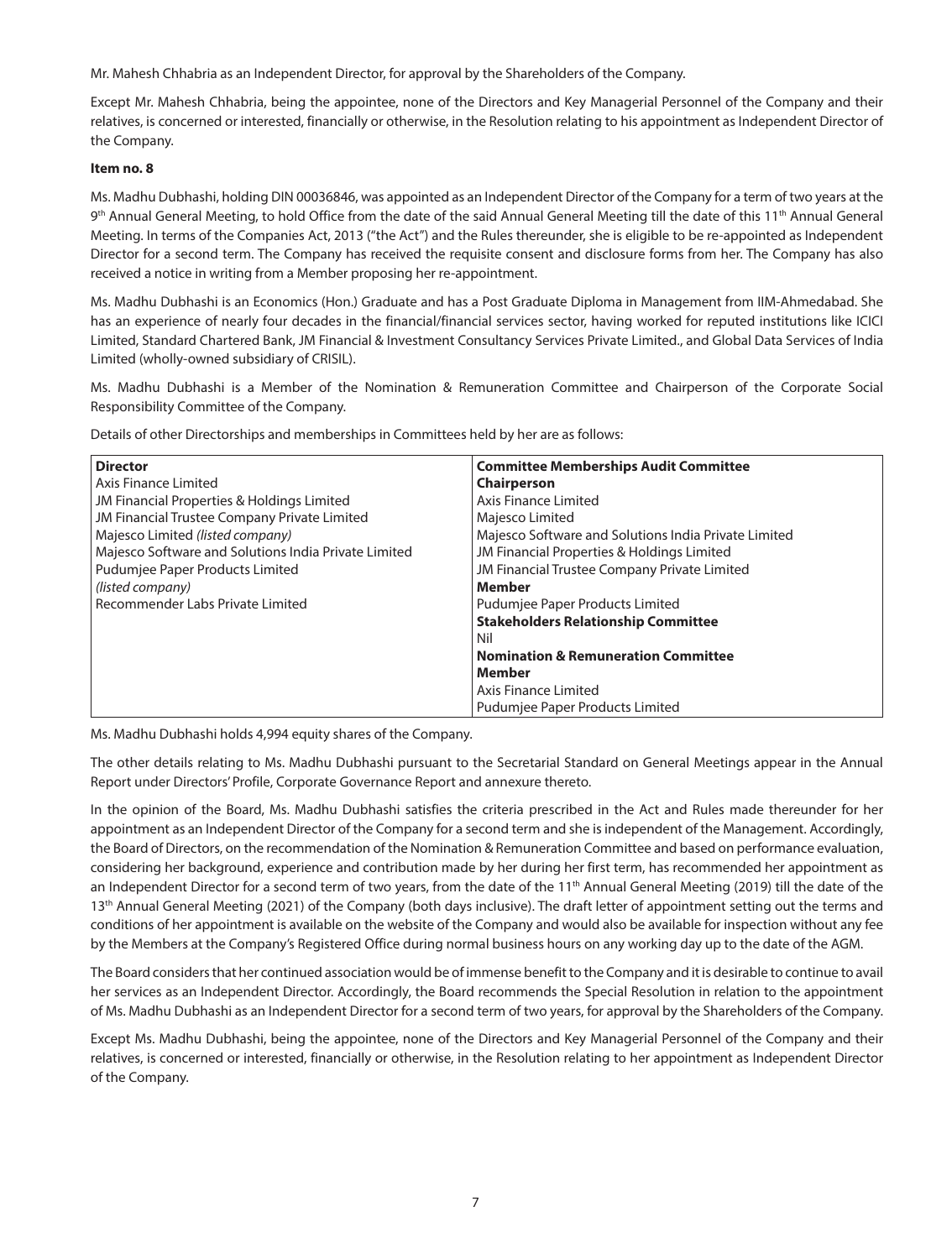Mr. Mahesh Chhabria as an Independent Director, for approval by the Shareholders of the Company.

Except Mr. Mahesh Chhabria, being the appointee, none of the Directors and Key Managerial Personnel of the Company and their relatives, is concerned or interested, financially or otherwise, in the Resolution relating to his appointment as Independent Director of the Company.

**Item no. 8**

Ms. Madhu Dubhashi, holding DIN 00036846, was appointed as an Independent Director of the Company for a term of two years at the 9th Annual General Meeting, to hold Office from the date of the said Annual General Meeting till the date of this 11th Annual General Meeting. In terms of the Companies Act, 2013 ("the Act") and the Rules thereunder, she is eligible to be re-appointed as Independent Director for a second term. The Company has received the requisite consent and disclosure forms from her. The Company has also received a notice in writing from a Member proposing her re-appointment.

Ms. Madhu Dubhashi is an Economics (Hon.) Graduate and has a Post Graduate Diploma in Management from IIM-Ahmedabad. She has an experience of nearly four decades in the financial/financial services sector, having worked for reputed institutions like ICICI Limited, Standard Chartered Bank, JM Financial & Investment Consultancy Services Private Limited., and Global Data Services of India Limited (wholly-owned subsidiary of CRISIL).

Ms. Madhu Dubhashi is a Member of the Nomination & Remuneration Committee and Chairperson of the Corporate Social Responsibility Committee of the Company.

Details of other Directorships and memberships in Committees held by her are as follows:

| **Director** | **Committee Memberships Audit Committee** |
|---|---|
| Axis Finance Limited | **Chairperson** |
| JM Financial Properties & Holdings Limited | Axis Finance Limited |
| JM Financial Trustee Company Private Limited | Majesco Limited |
| Majesco Limited *(listed company)* | Majesco Software and Solutions India Private Limited |
| Majesco Software and Solutions India Private Limited | JM Financial Properties & Holdings Limited |
| Pudumjee Paper Products Limited *(listed company)* | JM Financial Trustee Company Private Limited |
| Recommender Labs Private Limited | **Member** |
| | Pudumjee Paper Products Limited |
| | **Stakeholders Relationship Committee** |
| | Nil |
| | **Nomination & Remuneration Committee** |
| | **Member** |
| | Axis Finance Limited |
| | Pudumjee Paper Products Limited |

Ms. Madhu Dubhashi holds 4,994 equity shares of the Company.

The other details relating to Ms. Madhu Dubhashi pursuant to the Secretarial Standard on General Meetings appear in the Annual Report under Directors' Profile, Corporate Governance Report and annexure thereto.

In the opinion of the Board, Ms. Madhu Dubhashi satisfies the criteria prescribed in the Act and Rules made thereunder for her appointment as an Independent Director of the Company for a second term and she is independent of the Management. Accordingly, the Board of Directors, on the recommendation of the Nomination & Remuneration Committee and based on performance evaluation, considering her background, experience and contribution made by her during her first term, has recommended her appointment as an Independent Director for a second term of two years, from the date of the 11th Annual General Meeting (2019) till the date of the 13th Annual General Meeting (2021) of the Company (both days inclusive). The draft letter of appointment setting out the terms and conditions of her appointment is available on the website of the Company and would also be available for inspection without any fee by the Members at the Company's Registered Office during normal business hours on any working day up to the date of the AGM.

The Board considers that her continued association would be of immense benefit to the Company and it is desirable to continue to avail her services as an Independent Director. Accordingly, the Board recommends the Special Resolution in relation to the appointment of Ms. Madhu Dubhashi as an Independent Director for a second term of two years, for approval by the Shareholders of the Company.

Except Ms. Madhu Dubhashi, being the appointee, none of the Directors and Key Managerial Personnel of the Company and their relatives, is concerned or interested, financially or otherwise, in the Resolution relating to her appointment as Independent Director of the Company.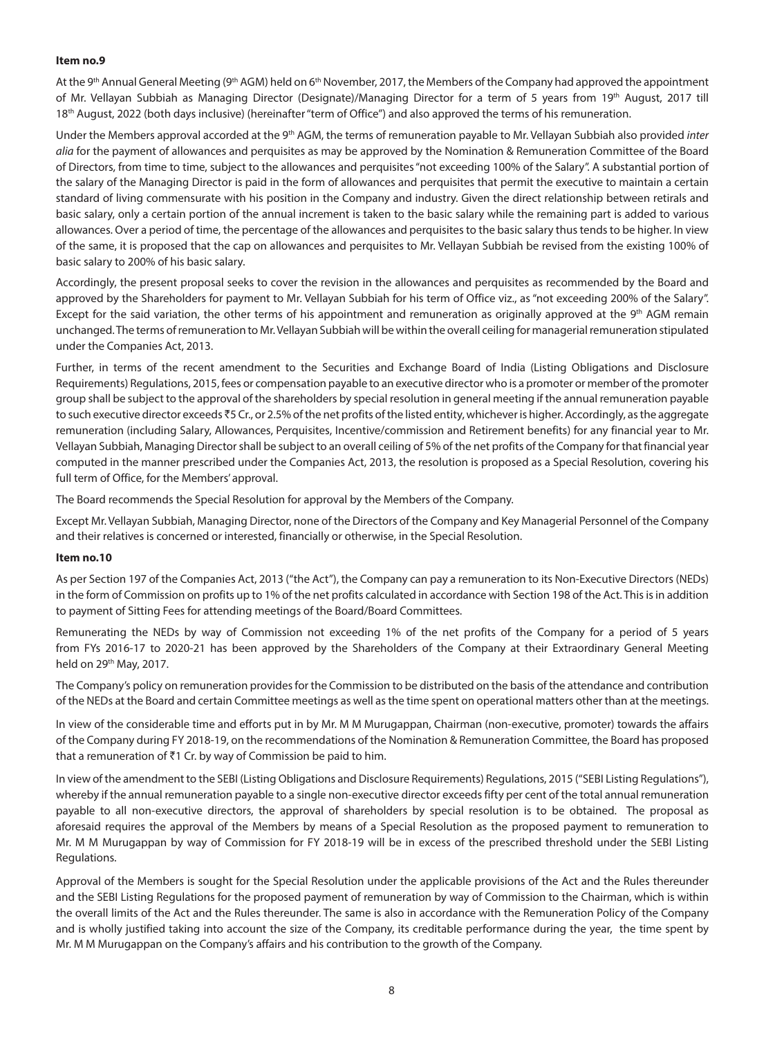**Item no.9**

At the 9th Annual General Meeting (9th AGM) held on 6th November, 2017, the Members of the Company had approved the appointment of Mr. Vellayan Subbiah as Managing Director (Designate)/Managing Director for a term of 5 years from 19th August, 2017 till 18th August, 2022 (both days inclusive) (hereinafter "term of Office") and also approved the terms of his remuneration.

Under the Members approval accorded at the 9th AGM, the terms of remuneration payable to Mr. Vellayan Subbiah also provided *inter alia* for the payment of allowances and perquisites as may be approved by the Nomination & Remuneration Committee of the Board of Directors, from time to time, subject to the allowances and perquisites "not exceeding 100% of the Salary". A substantial portion of the salary of the Managing Director is paid in the form of allowances and perquisites that permit the executive to maintain a certain standard of living commensurate with his position in the Company and industry. Given the direct relationship between retirals and basic salary, only a certain portion of the annual increment is taken to the basic salary while the remaining part is added to various allowances. Over a period of time, the percentage of the allowances and perquisites to the basic salary thus tends to be higher. In view of the same, it is proposed that the cap on allowances and perquisites to Mr. Vellayan Subbiah be revised from the existing 100% of basic salary to 200% of his basic salary.

Accordingly, the present proposal seeks to cover the revision in the allowances and perquisites as recommended by the Board and approved by the Shareholders for payment to Mr. Vellayan Subbiah for his term of Office viz., as "not exceeding 200% of the Salary". Except for the said variation, the other terms of his appointment and remuneration as originally approved at the 9th AGM remain unchanged. The terms of remuneration to Mr. Vellayan Subbiah will be within the overall ceiling for managerial remuneration stipulated under the Companies Act, 2013.

Further, in terms of the recent amendment to the Securities and Exchange Board of India (Listing Obligations and Disclosure Requirements) Regulations, 2015, fees or compensation payable to an executive director who is a promoter or member of the promoter group shall be subject to the approval of the shareholders by special resolution in general meeting if the annual remuneration payable to such executive director exceeds ₹5 Cr., or 2.5% of the net profits of the listed entity, whichever is higher. Accordingly, as the aggregate remuneration (including Salary, Allowances, Perquisites, Incentive/commission and Retirement benefits) for any financial year to Mr. Vellayan Subbiah, Managing Director shall be subject to an overall ceiling of 5% of the net profits of the Company for that financial year computed in the manner prescribed under the Companies Act, 2013, the resolution is proposed as a Special Resolution, covering his full term of Office, for the Members' approval.

The Board recommends the Special Resolution for approval by the Members of the Company.

Except Mr. Vellayan Subbiah, Managing Director, none of the Directors of the Company and Key Managerial Personnel of the Company and their relatives is concerned or interested, financially or otherwise, in the Special Resolution.

**Item no.10**

As per Section 197 of the Companies Act, 2013 ("the Act"), the Company can pay a remuneration to its Non-Executive Directors (NEDs) in the form of Commission on profits up to 1% of the net profits calculated in accordance with Section 198 of the Act. This is in addition to payment of Sitting Fees for attending meetings of the Board/Board Committees.

Remunerating the NEDs by way of Commission not exceeding 1% of the net profits of the Company for a period of 5 years from FYs 2016-17 to 2020-21 has been approved by the Shareholders of the Company at their Extraordinary General Meeting held on 29th May, 2017.

The Company's policy on remuneration provides for the Commission to be distributed on the basis of the attendance and contribution of the NEDs at the Board and certain Committee meetings as well as the time spent on operational matters other than at the meetings.

In view of the considerable time and efforts put in by Mr. M M Murugappan, Chairman (non-executive, promoter) towards the affairs of the Company during FY 2018-19, on the recommendations of the Nomination & Remuneration Committee, the Board has proposed that a remuneration of ₹1 Cr. by way of Commission be paid to him.

In view of the amendment to the SEBI (Listing Obligations and Disclosure Requirements) Regulations, 2015 ("SEBI Listing Regulations"), whereby if the annual remuneration payable to a single non-executive director exceeds fifty per cent of the total annual remuneration payable to all non-executive directors, the approval of shareholders by special resolution is to be obtained. The proposal as aforesaid requires the approval of the Members by means of a Special Resolution as the proposed payment to remuneration to Mr. M M Murugappan by way of Commission for FY 2018-19 will be in excess of the prescribed threshold under the SEBI Listing Regulations.

Approval of the Members is sought for the Special Resolution under the applicable provisions of the Act and the Rules thereunder and the SEBI Listing Regulations for the proposed payment of remuneration by way of Commission to the Chairman, which is within the overall limits of the Act and the Rules thereunder. The same is also in accordance with the Remuneration Policy of the Company and is wholly justified taking into account the size of the Company, its creditable performance during the year, the time spent by Mr. M M Murugappan on the Company's affairs and his contribution to the growth of the Company.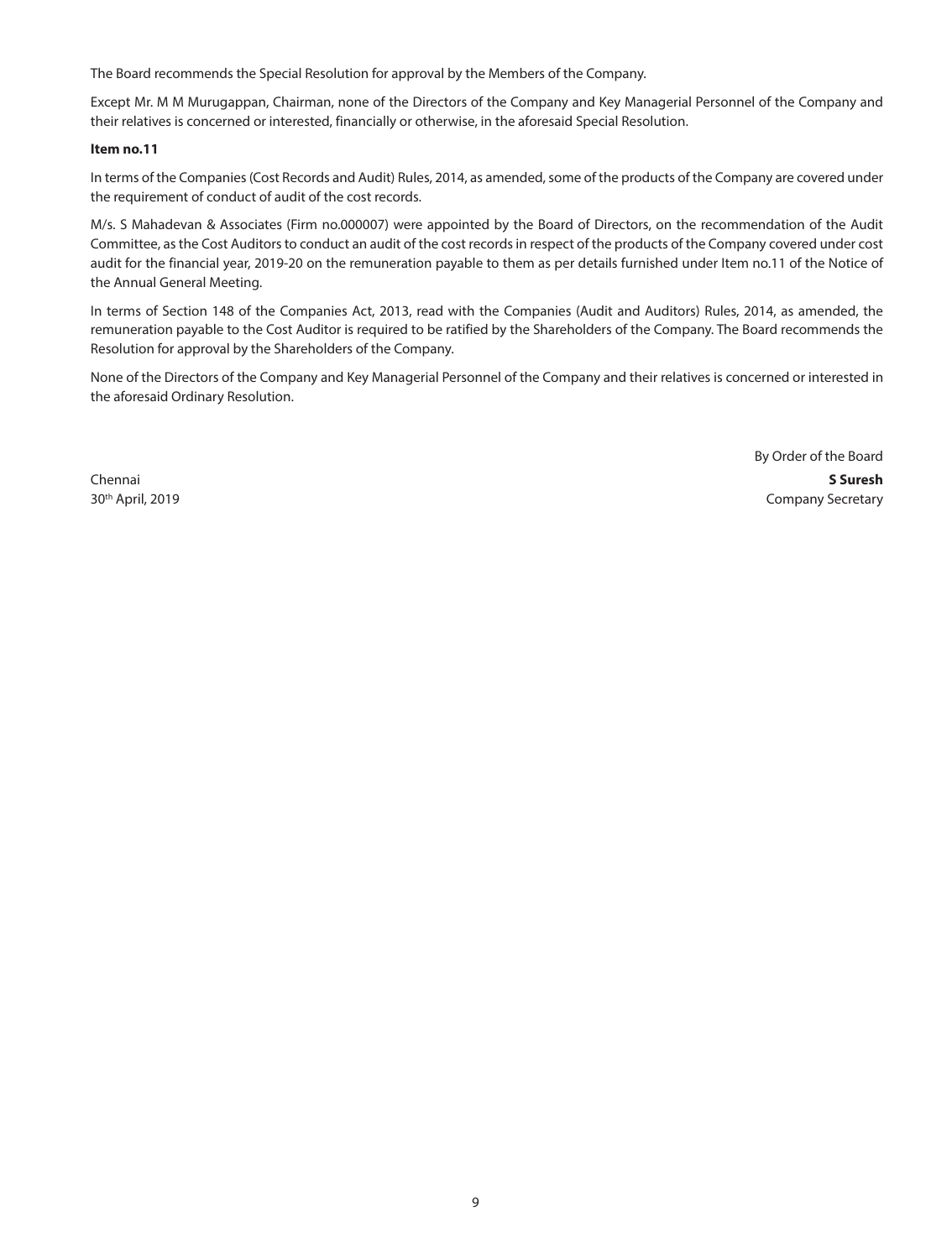The Board recommends the Special Resolution for approval by the Members of the Company.

Except Mr. M M Murugappan, Chairman, none of the Directors of the Company and Key Managerial Personnel of the Company and their relatives is concerned or interested, financially or otherwise, in the aforesaid Special Resolution.

**Item no.11**

In terms of the Companies (Cost Records and Audit) Rules, 2014, as amended, some of the products of the Company are covered under the requirement of conduct of audit of the cost records.

M/s. S Mahadevan & Associates (Firm no.000007) were appointed by the Board of Directors, on the recommendation of the Audit Committee, as the Cost Auditors to conduct an audit of the cost records in respect of the products of the Company covered under cost audit for the financial year, 2019-20 on the remuneration payable to them as per details furnished under Item no.11 of the Notice of the Annual General Meeting.

In terms of Section 148 of the Companies Act, 2013, read with the Companies (Audit and Auditors) Rules, 2014, as amended, the remuneration payable to the Cost Auditor is required to be ratified by the Shareholders of the Company. The Board recommends the Resolution for approval by the Shareholders of the Company.

None of the Directors of the Company and Key Managerial Personnel of the Company and their relatives is concerned or interested in the aforesaid Ordinary Resolution.

By Order of the Board

Chennai
30th April, 2019

**S Suresh**
Company Secretary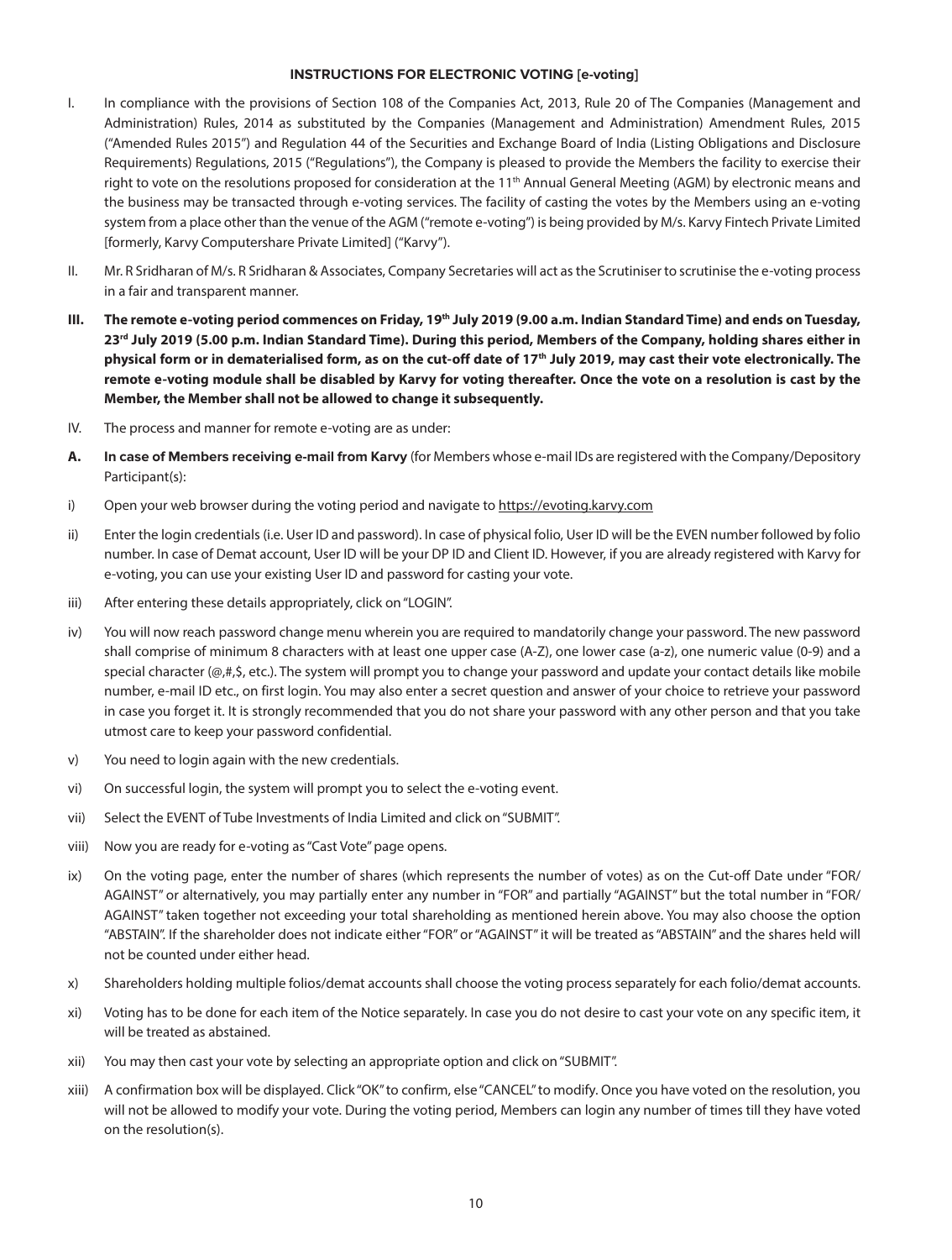**INSTRUCTIONS FOR ELECTRONIC VOTING [e-voting]**

I. In compliance with the provisions of Section 108 of the Companies Act, 2013, Rule 20 of The Companies (Management and Administration) Rules, 2014 as substituted by the Companies (Management and Administration) Amendment Rules, 2015 ("Amended Rules 2015") and Regulation 44 of the Securities and Exchange Board of India (Listing Obligations and Disclosure Requirements) Regulations, 2015 ("Regulations"), the Company is pleased to provide the Members the facility to exercise their right to vote on the resolutions proposed for consideration at the 11th Annual General Meeting (AGM) by electronic means and the business may be transacted through e-voting services. The facility of casting the votes by the Members using an e-voting system from a place other than the venue of the AGM ("remote e-voting") is being provided by M/s. Karvy Fintech Private Limited [formerly, Karvy Computershare Private Limited] ("Karvy").

II. Mr. R Sridharan of M/s. R Sridharan & Associates, Company Secretaries will act as the Scrutiniser to scrutinise the e-voting process in a fair and transparent manner.

**III. The remote e-voting period commences on Friday, 19th July 2019 (9.00 a.m. Indian Standard Time) and ends on Tuesday, 23rd July 2019 (5.00 p.m. Indian Standard Time). During this period, Members of the Company, holding shares either in physical form or in dematerialised form, as on the cut-off date of 17th July 2019, may cast their vote electronically. The remote e-voting module shall be disabled by Karvy for voting thereafter. Once the vote on a resolution is cast by the Member, the Member shall not be allowed to change it subsequently.**

IV. The process and manner for remote e-voting are as under:

**A. In case of Members receiving e-mail from Karvy** (for Members whose e-mail IDs are registered with the Company/Depository Participant(s):

i) Open your web browser during the voting period and navigate to https://evoting.karvy.com

ii) Enter the login credentials (i.e. User ID and password). In case of physical folio, User ID will be the EVEN number followed by folio number. In case of Demat account, User ID will be your DP ID and Client ID. However, if you are already registered with Karvy for e-voting, you can use your existing User ID and password for casting your vote.

iii) After entering these details appropriately, click on "LOGIN".

iv) You will now reach password change menu wherein you are required to mandatorily change your password. The new password shall comprise of minimum 8 characters with at least one upper case (A-Z), one lower case (a-z), one numeric value (0-9) and a special character (@,#,$, etc.). The system will prompt you to change your password and update your contact details like mobile number, e-mail ID etc., on first login. You may also enter a secret question and answer of your choice to retrieve your password in case you forget it. It is strongly recommended that you do not share your password with any other person and that you take utmost care to keep your password confidential.

v) You need to login again with the new credentials.

vi) On successful login, the system will prompt you to select the e-voting event.

vii) Select the EVENT of Tube Investments of India Limited and click on "SUBMIT".

viii) Now you are ready for e-voting as "Cast Vote" page opens.

ix) On the voting page, enter the number of shares (which represents the number of votes) as on the Cut-off Date under "FOR/AGAINST" or alternatively, you may partially enter any number in "FOR" and partially "AGAINST" but the total number in "FOR/AGAINST" taken together not exceeding your total shareholding as mentioned herein above. You may also choose the option "ABSTAIN". If the shareholder does not indicate either "FOR" or "AGAINST" it will be treated as "ABSTAIN" and the shares held will not be counted under either head.

x) Shareholders holding multiple folios/demat accounts shall choose the voting process separately for each folio/demat accounts.

xi) Voting has to be done for each item of the Notice separately. In case you do not desire to cast your vote on any specific item, it will be treated as abstained.

xii) You may then cast your vote by selecting an appropriate option and click on "SUBMIT".

xiii) A confirmation box will be displayed. Click "OK" to confirm, else "CANCEL" to modify. Once you have voted on the resolution, you will not be allowed to modify your vote. During the voting period, Members can login any number of times till they have voted on the resolution(s).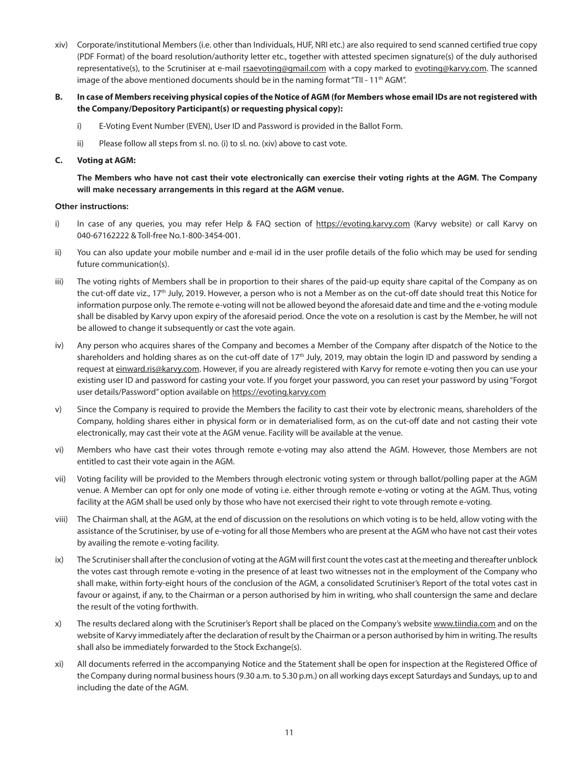xiv) Corporate/institutional Members (i.e. other than Individuals, HUF, NRI etc.) are also required to send scanned certified true copy (PDF Format) of the board resolution/authority letter etc., together with attested specimen signature(s) of the duly authorised representative(s), to the Scrutiniser at e-mail rsaevoting@gmail.com with a copy marked to evoting@karvy.com. The scanned image of the above mentioned documents should be in the naming format "TII - 11th AGM".

**B. In case of Members receiving physical copies of the Notice of AGM (for Members whose email IDs are not registered with the Company/Depository Participant(s) or requesting physical copy):**

i) E-Voting Event Number (EVEN), User ID and Password is provided in the Ballot Form.

ii) Please follow all steps from sl. no. (i) to sl. no. (xiv) above to cast vote.

**C. Voting at AGM:**

**The Members who have not cast their vote electronically can exercise their voting rights at the AGM. The Company will make necessary arrangements in this regard at the AGM venue.**

**Other instructions:**

i) In case of any queries, you may refer Help & FAQ section of https://evoting.karvy.com (Karvy website) or call Karvy on 040-67162222 & Toll-free No.1-800-3454-001.

ii) You can also update your mobile number and e-mail id in the user profile details of the folio which may be used for sending future communication(s).

iii) The voting rights of Members shall be in proportion to their shares of the paid-up equity share capital of the Company as on the cut-off date viz., 17th July, 2019. However, a person who is not a Member as on the cut-off date should treat this Notice for information purpose only. The remote e-voting will not be allowed beyond the aforesaid date and time and the e-voting module shall be disabled by Karvy upon expiry of the aforesaid period. Once the vote on a resolution is cast by the Member, he will not be allowed to change it subsequently or cast the vote again.

iv) Any person who acquires shares of the Company and becomes a Member of the Company after dispatch of the Notice to the shareholders and holding shares as on the cut-off date of 17th July, 2019, may obtain the login ID and password by sending a request at einward.ris@karvy.com. However, if you are already registered with Karvy for remote e-voting then you can use your existing user ID and password for casting your vote. If you forget your password, you can reset your password by using "Forgot user details/Password" option available on https://evoting.karvy.com

v) Since the Company is required to provide the Members the facility to cast their vote by electronic means, shareholders of the Company, holding shares either in physical form or in dematerialised form, as on the cut-off date and not casting their vote electronically, may cast their vote at the AGM venue. Facility will be available at the venue.

vi) Members who have cast their votes through remote e-voting may also attend the AGM. However, those Members are not entitled to cast their vote again in the AGM.

vii) Voting facility will be provided to the Members through electronic voting system or through ballot/polling paper at the AGM venue. A Member can opt for only one mode of voting i.e. either through remote e-voting or voting at the AGM. Thus, voting facility at the AGM shall be used only by those who have not exercised their right to vote through remote e-voting.

viii) The Chairman shall, at the AGM, at the end of discussion on the resolutions on which voting is to be held, allow voting with the assistance of the Scrutiniser, by use of e-voting for all those Members who are present at the AGM who have not cast their votes by availing the remote e-voting facility.

ix) The Scrutiniser shall after the conclusion of voting at the AGM will first count the votes cast at the meeting and thereafter unblock the votes cast through remote e-voting in the presence of at least two witnesses not in the employment of the Company who shall make, within forty-eight hours of the conclusion of the AGM, a consolidated Scrutiniser's Report of the total votes cast in favour or against, if any, to the Chairman or a person authorised by him in writing, who shall countersign the same and declare the result of the voting forthwith.

x) The results declared along with the Scrutiniser's Report shall be placed on the Company's website www.tiindia.com and on the website of Karvy immediately after the declaration of result by the Chairman or a person authorised by him in writing. The results shall also be immediately forwarded to the Stock Exchange(s).

xi) All documents referred in the accompanying Notice and the Statement shall be open for inspection at the Registered Office of the Company during normal business hours (9.30 a.m. to 5.30 p.m.) on all working days except Saturdays and Sundays, up to and including the date of the AGM.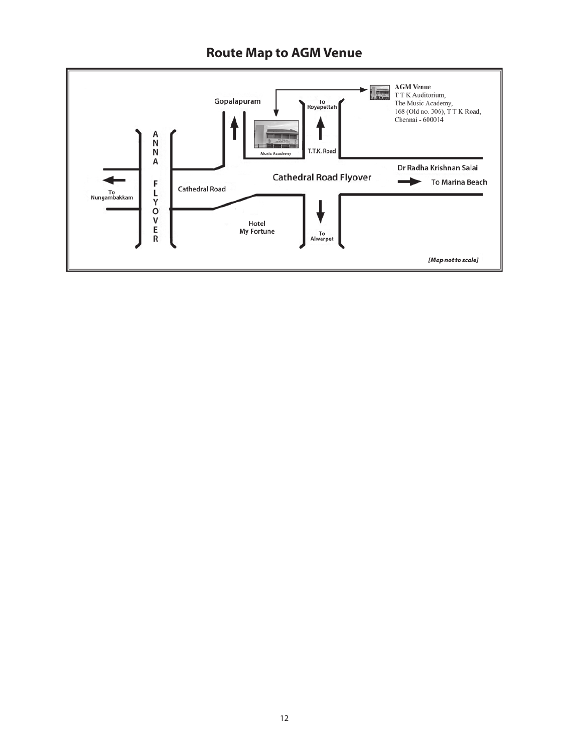# Route Map to AGM Venue

**AGM Venue**
T T K Auditorium,
The Music Academy,
168 (Old no. 306), T T K Road,
Chennai - 600014

Gopalapuram

To Royapettah

Music Academy

T.T.K. Road

ANNA FLYOVER

Dr Radha Krishnan Salai

Cathedral Road Flyover

To Marina Beach

To Nungambakkam

Cathedral Road

Hotel My Fortune

To Alwarpet

*[Map not to scale]*